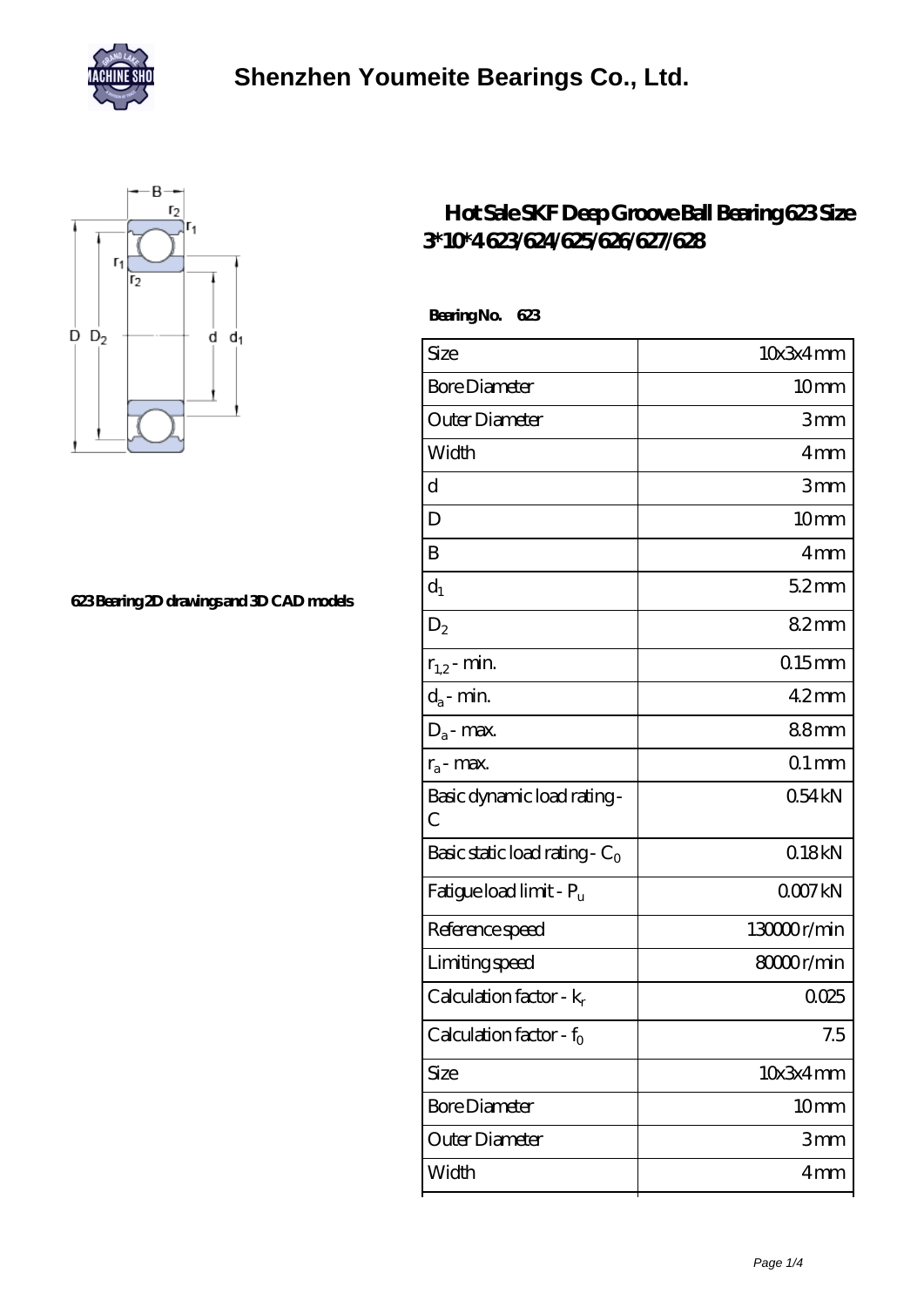# Shenzhen Youmeite Bearings Co., Ltd.

623 Bearing 2D drawings and 3D CAD models

## Hot Sale SKF Deep Groove Ball Bearing 623 Size 3*10*4 623/624/625/626/627/628

**Bearing No. 623**

| | |
|---|---|
| Size | 10x3x4 mm |
| Bore Diameter | 10 mm |
| Outer Diameter | 3 mm |
| Width | 4 mm |
| d | 3 mm |
| D | 10 mm |
| B | 4 mm |
| $d_1$ | 5.2 mm |
| $D_2$ | 8.2 mm |
| $r_{1,2}$ - min. | 0.15 mm |
| $d_a$ - min. | 4.2 mm |
| $D_a$ - max. | 8.8 mm |
| $r_a$ - max. | 0.1 mm |
| Basic dynamic load rating - C | 0.54 kN |
| Basic static load rating - $C_0$ | 0.18 kN |
| Fatigue load limit - $P_u$ | 0.007 kN |
| Reference speed | 130000 r/min |
| Limiting speed | 80000 r/min |
| Calculation factor - $k_r$ | 0.025 |
| Calculation factor - $f_0$ | 7.5 |
| Size | 10x3x4 mm |
| Bore Diameter | 10 mm |
| Outer Diameter | 3 mm |
| Width | 4 mm |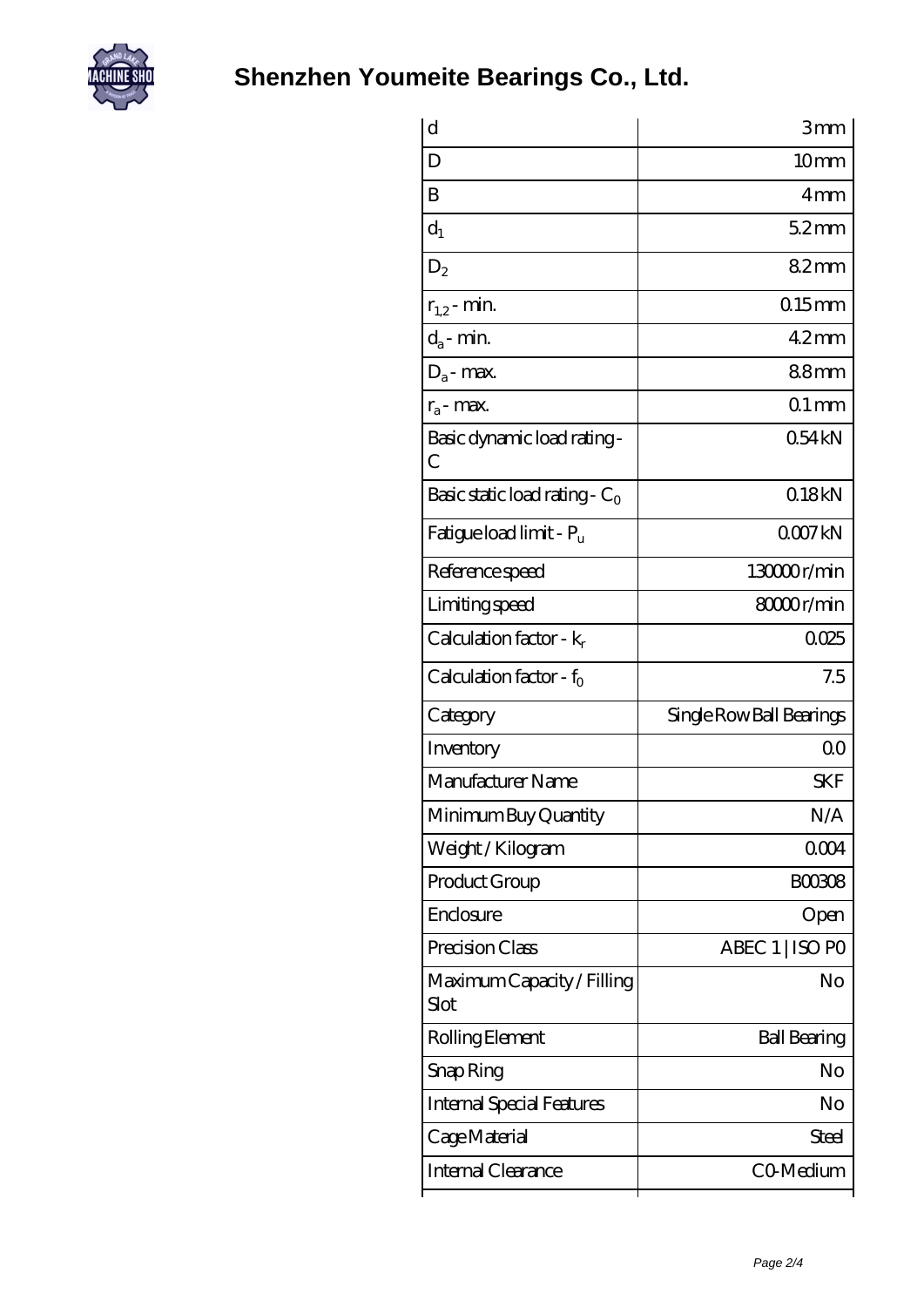# Shenzhen Youmeite Bearings Co., Ltd.

| | |
|---|---|
| d | 3 mm |
| D | 10 mm |
| B | 4 mm |
| $d_1$ | 5.2 mm |
| $D_2$ | 8.2 mm |
| $r_{1,2}$ - min. | 0.15 mm |
| $d_a$ - min. | 4.2 mm |
| $D_a$ - max. | 8.8 mm |
| $r_a$ - max. | 0.1 mm |
| Basic dynamic load rating - C | 0.54 kN |
| Basic static load rating - $C_0$ | 0.18 kN |
| Fatigue load limit - $P_u$ | 0.007 kN |
| Reference speed | 130000 r/min |
| Limiting speed | 80000 r/min |
| Calculation factor - $k_r$ | 0.025 |
| Calculation factor - $f_0$ | 7.5 |
| Category | Single Row Ball Bearings |
| Inventory | 0.0 |
| Manufacturer Name | SKF |
| Minimum Buy Quantity | N/A |
| Weight / Kilogram | 0.004 |
| Product Group | B00308 |
| Enclosure | Open |
| Precision Class | ABEC 1 \| ISO P0 |
| Maximum Capacity / Filling Slot | No |
| Rolling Element | Ball Bearing |
| Snap Ring | No |
| Internal Special Features | No |
| Cage Material | Steel |
| Internal Clearance | C0-Medium |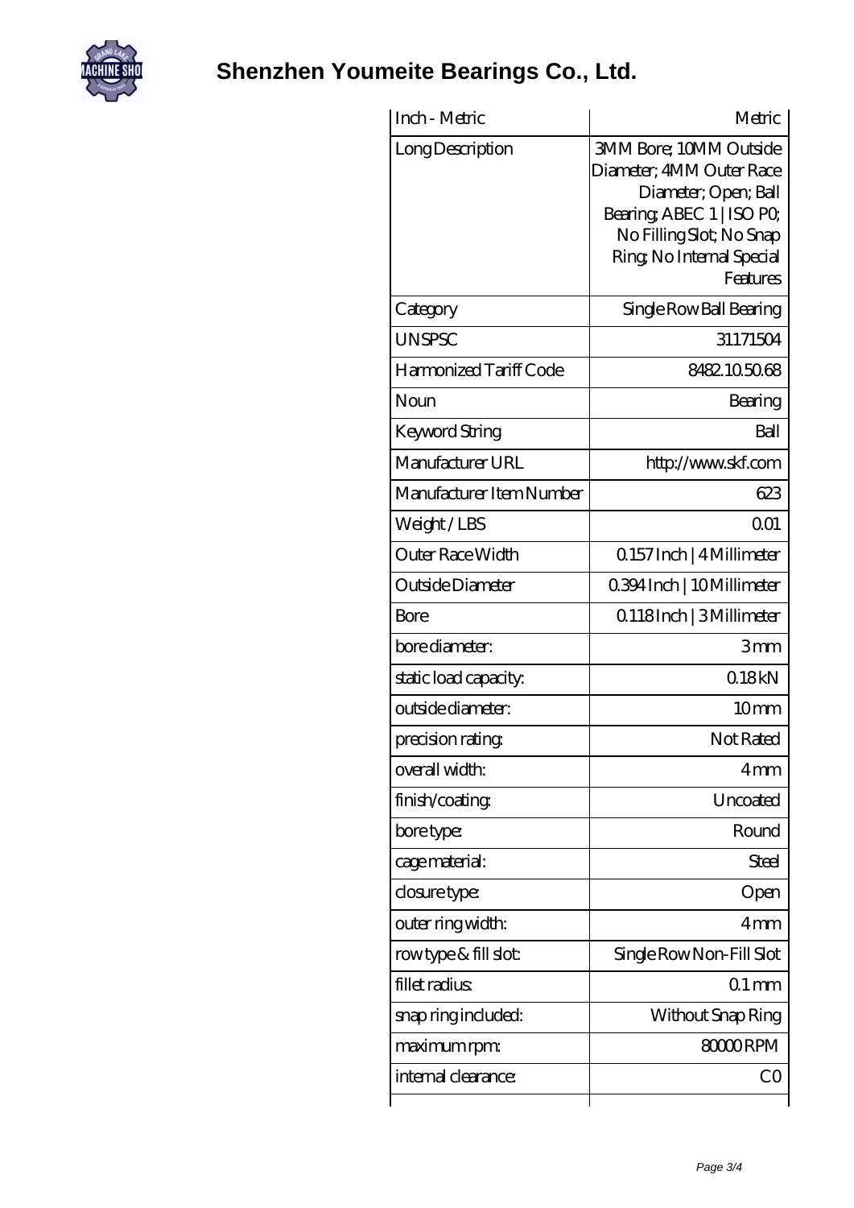# Shenzhen Youmeite Bearings Co., Ltd.

| Inch - Metric | Metric |
|---|---|
| Long Description | 3MM Bore; 10MM Outside Diameter; 4MM Outer Race Diameter; Open; Ball Bearing; ABEC 1 \| ISO P0; No Filling Slot; No Snap Ring; No Internal Special Features |
| Category | Single Row Ball Bearing |
| UNSPSC | 31171504 |
| Harmonized Tariff Code | 8482.10.50.68 |
| Noun | Bearing |
| Keyword String | Ball |
| Manufacturer URL | http://www.skf.com |
| Manufacturer Item Number | 623 |
| Weight / LBS | 0.01 |
| Outer Race Width | 0.157 Inch \| 4 Millimeter |
| Outside Diameter | 0.394 Inch \| 10 Millimeter |
| Bore | 0.118 Inch \| 3 Millimeter |
| bore diameter: | 3 mm |
| static load capacity: | 0.18 kN |
| outside diameter: | 10 mm |
| precision rating: | Not Rated |
| overall width: | 4 mm |
| finish/coating: | Uncoated |
| bore type: | Round |
| cage material: | Steel |
| closure type: | Open |
| outer ring width: | 4 mm |
| row type & fill slot: | Single Row Non-Fill Slot |
| fillet radius: | 0.1 mm |
| snap ring included: | Without Snap Ring |
| maximum rpm: | 80000 RPM |
| internal clearance: | C0 |
| | |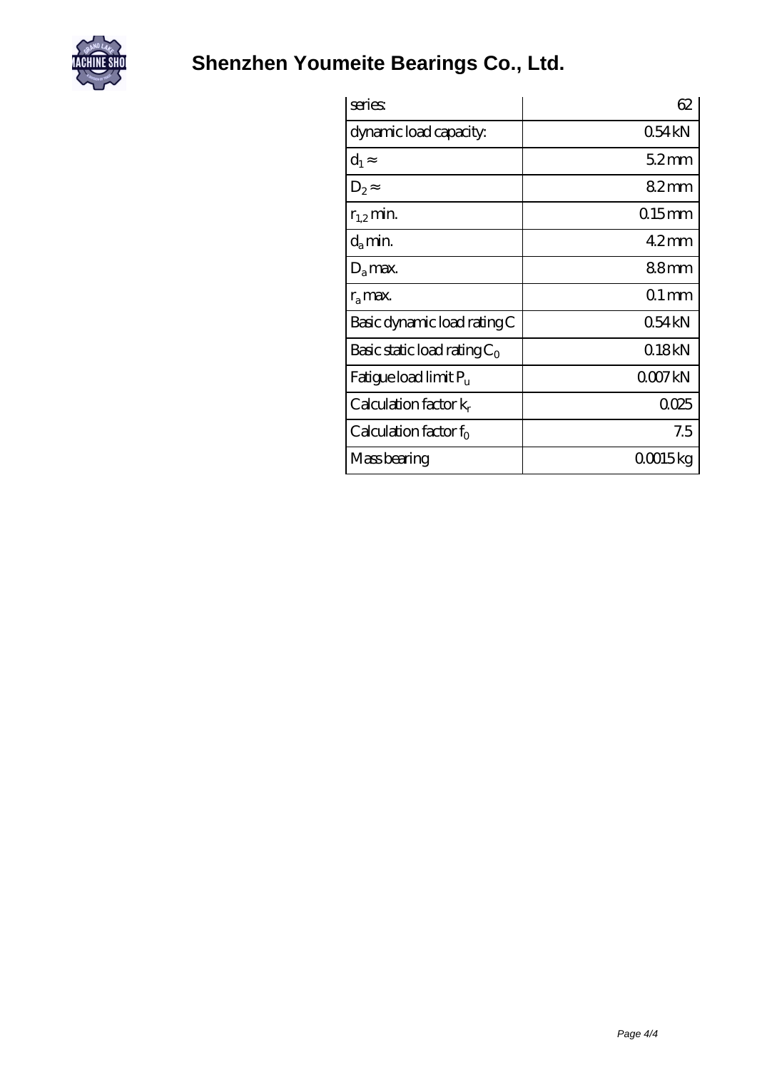| | |
|---|---|
| series: | 62 |
| dynamic load capacity: | 0.54 kN |
| $d_1 \approx$ | 5.2 mm |
| $D_2 \approx$ | 8.2 mm |
| $r_{1,2}$ min. | 0.15 mm |
| $d_a$ min. | 4.2 mm |
| $D_a$ max. | 8.8 mm |
| $r_a$ max. | 0.1 mm |
| Basic dynamic load rating C | 0.54 kN |
| Basic static load rating $C_0$ | 0.18 kN |
| Fatigue load limit $P_u$ | 0.007 kN |
| Calculation factor $k_r$ | 0.025 |
| Calculation factor $f_0$ | 7.5 |
| Mass bearing | 0.0015 kg |